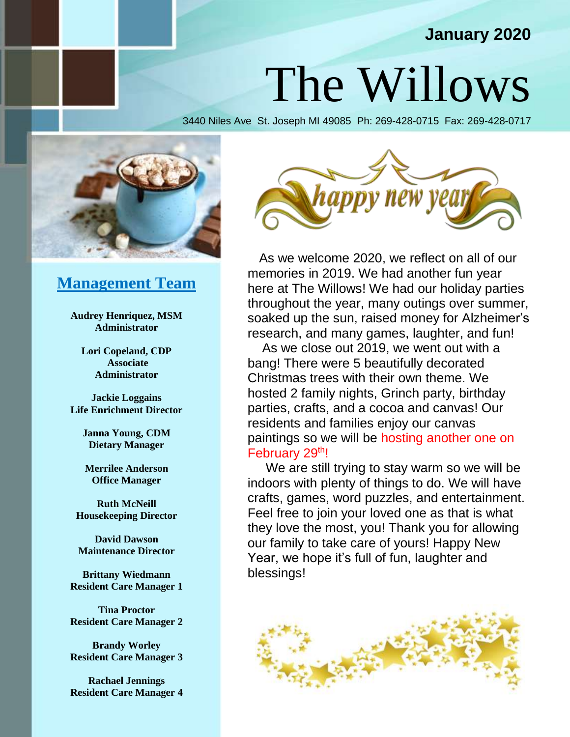**January 2020**

# The Willows

3440 Niles Ave St. Joseph MI 49085 Ph: 269-428-0715 Fax: 269-428-0717

## Management Team

**Audrey Henriquez, MSM**
**Administrator**

**Lori Copeland, CDP**
**Associate Administrator**

**Jackie Loggains**
**Life Enrichment Director**

**Janna Young, CDM**
**Dietary Manager**

**Merrilee Anderson**
**Office Manager**

**Ruth McNeill**
**Housekeeping Director**

**David Dawson**
**Maintenance Director**

**Brittany Wiedmann**
**Resident Care Manager 1**

**Tina Proctor**
**Resident Care Manager 2**

**Brandy Worley**
**Resident Care Manager 3**

**Rachael Jennings**
**Resident Care Manager 4**

happy new year

As we welcome 2020, we reflect on all of our memories in 2019. We had another fun year here at The Willows! We had our holiday parties throughout the year, many outings over summer, soaked up the sun, raised money for Alzheimer's research, and many games, laughter, and fun!

As we close out 2019, we went out with a bang! There were 5 beautifully decorated Christmas trees with their own theme. We hosted 2 family nights, Grinch party, birthday parties, crafts, and a cocoa and canvas! Our residents and families enjoy our canvas paintings so we will be hosting another one on February 29th!

We are still trying to stay warm so we will be indoors with plenty of things to do. We will have crafts, games, word puzzles, and entertainment. Feel free to join your loved one as that is what they love the most, you! Thank you for allowing our family to take care of yours! Happy New Year, we hope it's full of fun, laughter and blessings!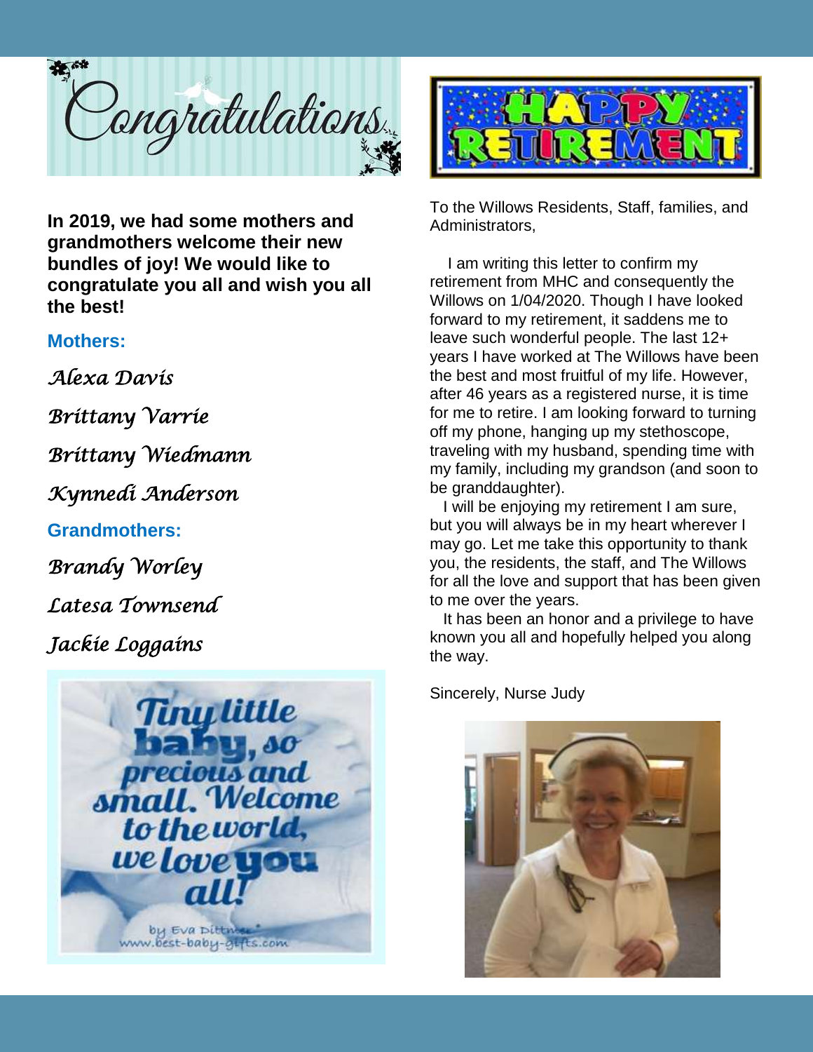# Congratulations

**In 2019, we had some mothers and grandmothers welcome their new bundles of joy! We would like to congratulate you all and wish you all the best!**

### Mothers:

*Alexa Davis*

*Brittany Varrie*

*Brittany Wiedmann*

*Kynnedi Anderson*

### Grandmothers:

*Brandy Worley*

*Latesa Townsend*

*Jackie Loggains*

Tiny little baby, so precious and small. Welcome to the world, we love you all!

by Eva Dittmer
www.best-baby-gifts.com

# HAPPY RETIREMENT

To the Willows Residents, Staff, families, and Administrators,

I am writing this letter to confirm my retirement from MHC and consequently the Willows on 1/04/2020. Though I have looked forward to my retirement, it saddens me to leave such wonderful people. The last 12+ years I have worked at The Willows have been the best and most fruitful of my life. However, after 46 years as a registered nurse, it is time for me to retire. I am looking forward to turning off my phone, hanging up my stethoscope, traveling with my husband, spending time with my family, including my grandson (and soon to be granddaughter).

I will be enjoying my retirement I am sure, but you will always be in my heart wherever I may go. Let me take this opportunity to thank you, the residents, the staff, and The Willows for all the love and support that has been given to me over the years.

It has been an honor and a privilege to have known you all and hopefully helped you along the way.

Sincerely, Nurse Judy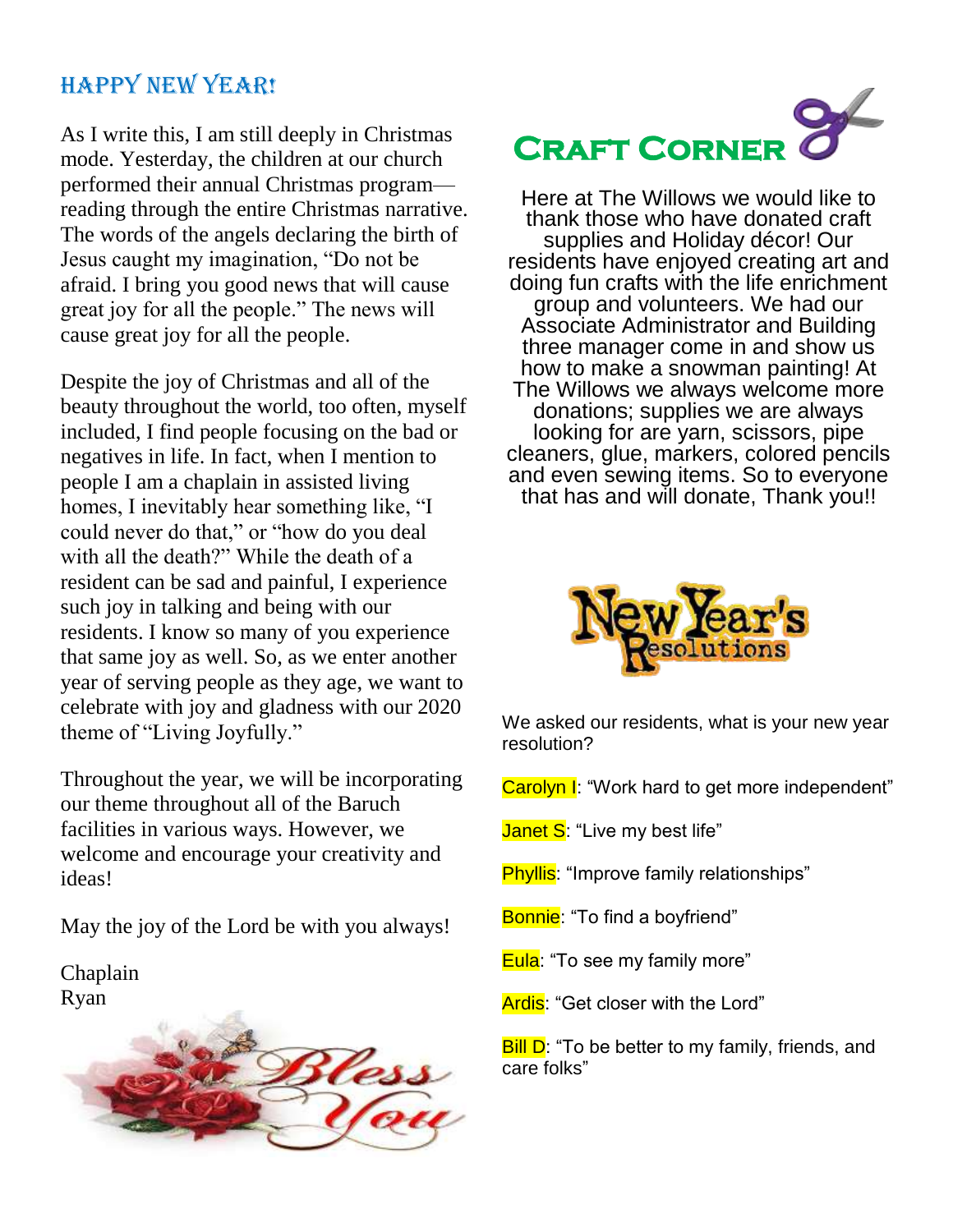## HAPPY NEW YEAR!

As I write this, I am still deeply in Christmas mode. Yesterday, the children at our church performed their annual Christmas program—reading through the entire Christmas narrative. The words of the angels declaring the birth of Jesus caught my imagination, "Do not be afraid. I bring you good news that will cause great joy for all the people." The news will cause great joy for all the people.

Despite the joy of Christmas and all of the beauty throughout the world, too often, myself included, I find people focusing on the bad or negatives in life. In fact, when I mention to people I am a chaplain in assisted living homes, I inevitably hear something like, "I could never do that," or "how do you deal with all the death?" While the death of a resident can be sad and painful, I experience such joy in talking and being with our residents. I know so many of you experience that same joy as well. So, as we enter another year of serving people as they age, we want to celebrate with joy and gladness with our 2020 theme of "Living Joyfully."

Throughout the year, we will be incorporating our theme throughout all of the Baruch facilities in various ways. However, we welcome and encourage your creativity and ideas!

May the joy of the Lord be with you always!

Chaplain
Ryan

## Craft Corner

Here at The Willows we would like to thank those who have donated craft supplies and Holiday décor! Our residents have enjoyed creating art and doing fun crafts with the life enrichment group and volunteers. We had our Associate Administrator and Building three manager come in and show us how to make a snowman painting! At The Willows we always welcome more donations; supplies we are always looking for are yarn, scissors, pipe cleaners, glue, markers, colored pencils and even sewing items. So to everyone that has and will donate, Thank you!!

## New Year's Resolutions

We asked our residents, what is your new year resolution?

Carolyn I: "Work hard to get more independent"

Janet S: "Live my best life"

Phyllis: "Improve family relationships"

Bonnie: "To find a boyfriend"

Eula: "To see my family more"

Ardis: "Get closer with the Lord"

Bill D: "To be better to my family, friends, and care folks"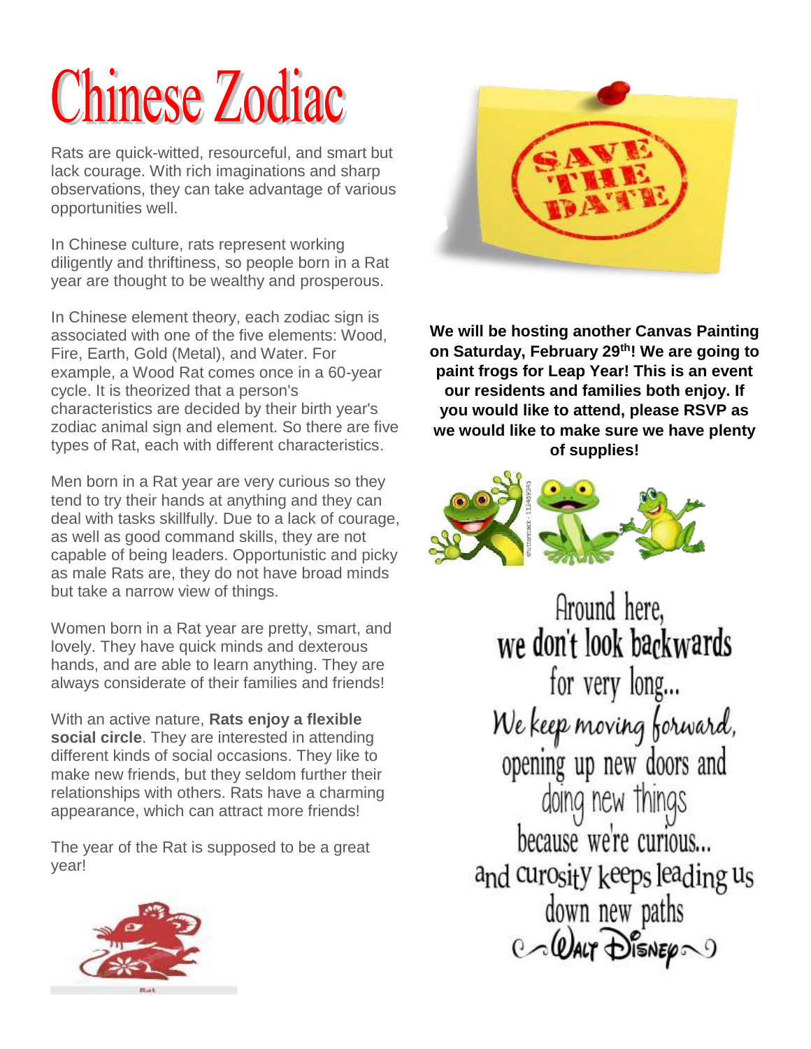# Chinese Zodiac

Rats are quick-witted, resourceful, and smart but lack courage. With rich imaginations and sharp observations, they can take advantage of various opportunities well.

In Chinese culture, rats represent working diligently and thriftiness, so people born in a Rat year are thought to be wealthy and prosperous.

In Chinese element theory, each zodiac sign is associated with one of the five elements: Wood, Fire, Earth, Gold (Metal), and Water. For example, a Wood Rat comes once in a 60-year cycle. It is theorized that a person's characteristics are decided by their birth year's zodiac animal sign and element. So there are five types of Rat, each with different characteristics.

Men born in a Rat year are very curious so they tend to try their hands at anything and they can deal with tasks skillfully. Due to a lack of courage, as well as good command skills, they are not capable of being leaders. Opportunistic and picky as male Rats are, they do not have broad minds but take a narrow view of things.

Women born in a Rat year are pretty, smart, and lovely. They have quick minds and dexterous hands, and are able to learn anything. They are always considerate of their families and friends!

With an active nature, **Rats enjoy a flexible social circle**. They are interested in attending different kinds of social occasions. They like to make new friends, but they seldom further their relationships with others. Rats have a charming appearance, which can attract more friends!

The year of the Rat is supposed to be a great year!

Rat

SAVE THE DATE

**We will be hosting another Canvas Painting on Saturday, February 29th! We are going to paint frogs for Leap Year! This is an event our residents and families both enjoy. If you would like to attend, please RSVP as we would like to make sure we have plenty of supplies!**

Around here, we don't look backwards for very long... We keep moving forward, opening up new doors and doing new things because we're curious... and curosity keeps leading us down new paths

Walt Disney